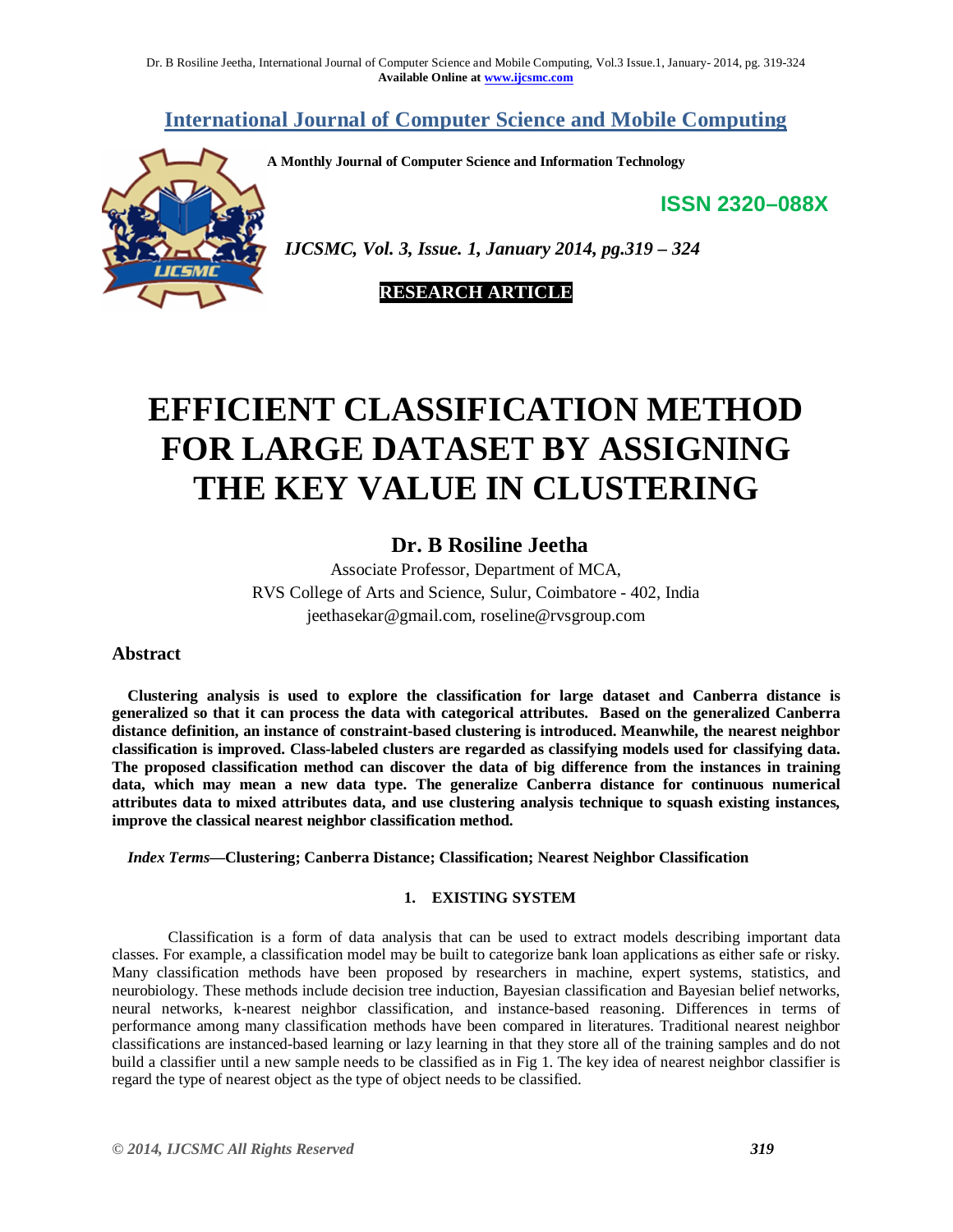# International Journal of Computer Science and Mobile Computing

**A Monthly Journal of Computer Science and Information Technology**

**ISSN 2320–088X**

***IJCSMC, Vol. 3, Issue. 1, January 2014, pg.319 – 324***

**RESEARCH ARTICLE**

# EFFICIENT CLASSIFICATION METHOD FOR LARGE DATASET BY ASSIGNING THE KEY VALUE IN CLUSTERING

## Dr. B Rosiline Jeetha

Associate Professor, Department of MCA,
RVS College of Arts and Science, Sulur, Coimbatore - 402, India
jeethasekar@gmail.com, roseline@rvsgroup.com

## Abstract

**Clustering analysis is used to explore the classification for large dataset and Canberra distance is generalized so that it can process the data with categorical attributes. Based on the generalized Canberra distance definition, an instance of constraint-based clustering is introduced. Meanwhile, the nearest neighbor classification is improved. Class-labeled clusters are regarded as classifying models used for classifying data. The proposed classification method can discover the data of big difference from the instances in training data, which may mean a new data type. The generalize Canberra distance for continuous numerical attributes data to mixed attributes data, and use clustering analysis technique to squash existing instances, improve the classical nearest neighbor classification method.**

*Index Terms*—**Clustering; Canberra Distance; Classification; Nearest Neighbor Classification**

### 1. EXISTING SYSTEM

Classification is a form of data analysis that can be used to extract models describing important data classes. For example, a classification model may be built to categorize bank loan applications as either safe or risky. Many classification methods have been proposed by researchers in machine, expert systems, statistics, and neurobiology. These methods include decision tree induction, Bayesian classification and Bayesian belief networks, neural networks, k-nearest neighbor classification, and instance-based reasoning. Differences in terms of performance among many classification methods have been compared in literatures. Traditional nearest neighbor classifications are instanced-based learning or lazy learning in that they store all of the training samples and do not build a classifier until a new sample needs to be classified as in Fig 1. The key idea of nearest neighbor classifier is regard the type of nearest object as the type of object needs to be classified.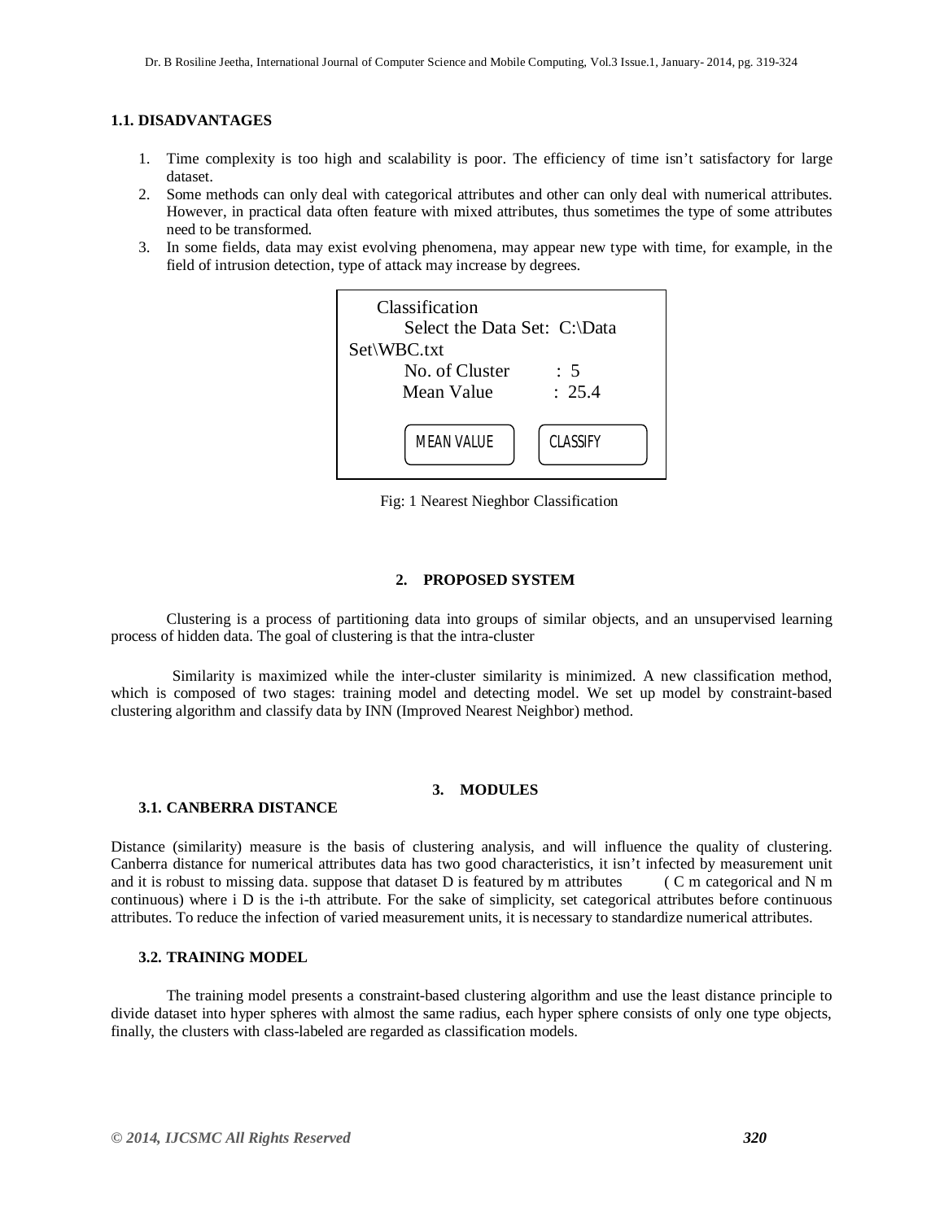### 1.1. DISADVANTAGES

1. Time complexity is too high and scalability is poor. The efficiency of time isn't satisfactory for large dataset.
2. Some methods can only deal with categorical attributes and other can only deal with numerical attributes. However, in practical data often feature with mixed attributes, thus sometimes the type of some attributes need to be transformed.
3. In some fields, data may exist evolving phenomena, may appear new type with time, for example, in the field of intrusion detection, type of attack may increase by degrees.

```
Classification
    Select the Data Set:  C:\Data
Set\WBC.txt
    No. of Cluster      : 5
    Mean Value          : 25.4

    [MEAN VALUE]   [CLASSIFY]
```

Fig: 1 Nearest Nieghbor Classification

## 2. PROPOSED SYSTEM

Clustering is a process of partitioning data into groups of similar objects, and an unsupervised learning process of hidden data. The goal of clustering is that the intra-cluster

Similarity is maximized while the inter-cluster similarity is minimized. A new classification method, which is composed of two stages: training model and detecting model. We set up model by constraint-based clustering algorithm and classify data by INN (Improved Nearest Neighbor) method.

## 3. MODULES

### 3.1. CANBERRA DISTANCE

Distance (similarity) measure is the basis of clustering analysis, and will influence the quality of clustering. Canberra distance for numerical attributes data has two good characteristics, it isn't infected by measurement unit and it is robust to missing data. suppose that dataset D is featured by m attributes ( C m categorical and N m continuous) where i D is the i-th attribute. For the sake of simplicity, set categorical attributes before continuous attributes. To reduce the infection of varied measurement units, it is necessary to standardize numerical attributes.

### 3.2. TRAINING MODEL

The training model presents a constraint-based clustering algorithm and use the least distance principle to divide dataset into hyper spheres with almost the same radius, each hyper sphere consists of only one type objects, finally, the clusters with class-labeled are regarded as classification models.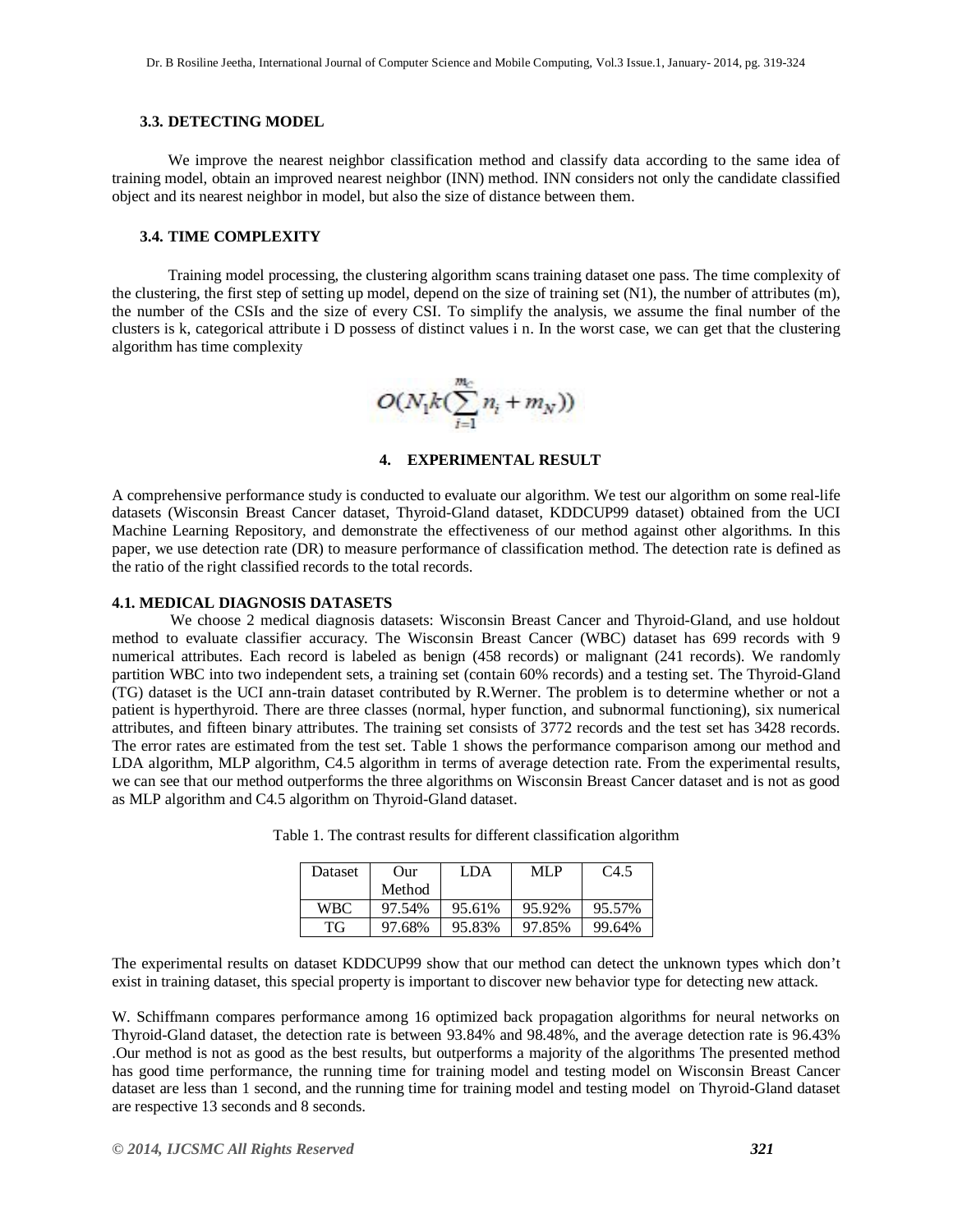### 3.3. DETECTING MODEL

We improve the nearest neighbor classification method and classify data according to the same idea of training model, obtain an improved nearest neighbor (INN) method. INN considers not only the candidate classified object and its nearest neighbor in model, but also the size of distance between them.

### 3.4. TIME COMPLEXITY

Training model processing, the clustering algorithm scans training dataset one pass. The time complexity of the clustering, the first step of setting up model, depend on the size of training set (N1), the number of attributes (m), the number of the CSIs and the size of every CSI. To simplify the analysis, we assume the final number of the clusters is k, categorical attribute i D possess of distinct values i n. In the worst case, we can get that the clustering algorithm has time complexity

$$O(N_1 k(\sum_{i=1}^{m_C} n_i + m_N))$$

## 4. EXPERIMENTAL RESULT

A comprehensive performance study is conducted to evaluate our algorithm. We test our algorithm on some real-life datasets (Wisconsin Breast Cancer dataset, Thyroid-Gland dataset, KDDCUP99 dataset) obtained from the UCI Machine Learning Repository, and demonstrate the effectiveness of our method against other algorithms. In this paper, we use detection rate (DR) to measure performance of classification method. The detection rate is defined as the ratio of the right classified records to the total records.

### 4.1. MEDICAL DIAGNOSIS DATASETS

We choose 2 medical diagnosis datasets: Wisconsin Breast Cancer and Thyroid-Gland, and use holdout method to evaluate classifier accuracy. The Wisconsin Breast Cancer (WBC) dataset has 699 records with 9 numerical attributes. Each record is labeled as benign (458 records) or malignant (241 records). We randomly partition WBC into two independent sets, a training set (contain 60% records) and a testing set. The Thyroid-Gland (TG) dataset is the UCI ann-train dataset contributed by R.Werner. The problem is to determine whether or not a patient is hyperthyroid. There are three classes (normal, hyper function, and subnormal functioning), six numerical attributes, and fifteen binary attributes. The training set consists of 3772 records and the test set has 3428 records. The error rates are estimated from the test set. Table 1 shows the performance comparison among our method and LDA algorithm, MLP algorithm, C4.5 algorithm in terms of average detection rate. From the experimental results, we can see that our method outperforms the three algorithms on Wisconsin Breast Cancer dataset and is not as good as MLP algorithm and C4.5 algorithm on Thyroid-Gland dataset.

Table 1. The contrast results for different classification algorithm

| Dataset | Our Method | LDA | MLP | C4.5 |
|---|---|---|---|---|
| WBC | 97.54% | 95.61% | 95.92% | 95.57% |
| TG | 97.68% | 95.83% | 97.85% | 99.64% |

The experimental results on dataset KDDCUP99 show that our method can detect the unknown types which don't exist in training dataset, this special property is important to discover new behavior type for detecting new attack.

W. Schiffmann compares performance among 16 optimized back propagation algorithms for neural networks on Thyroid-Gland dataset, the detection rate is between 93.84% and 98.48%, and the average detection rate is 96.43% .Our method is not as good as the best results, but outperforms a majority of the algorithms The presented method has good time performance, the running time for training model and testing model on Wisconsin Breast Cancer dataset are less than 1 second, and the running time for training model and testing model on Thyroid-Gland dataset are respective 13 seconds and 8 seconds.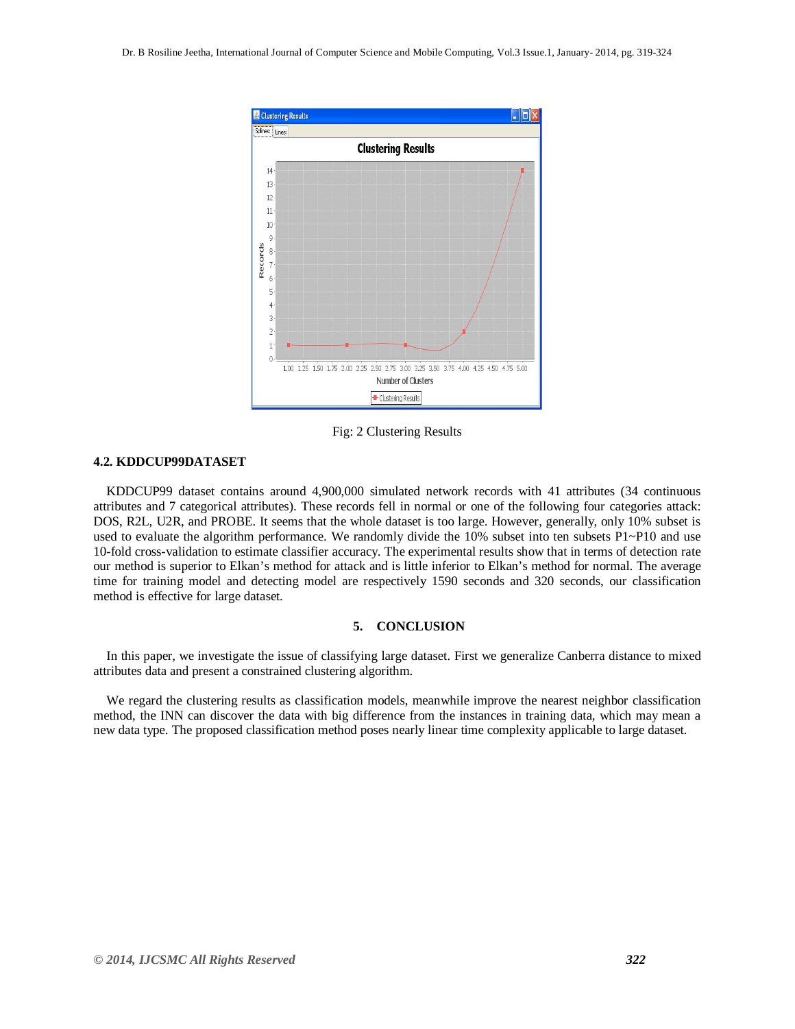Fig: 2 Clustering Results

### 4.2. KDDCUP99DATASET

KDDCUP99 dataset contains around 4,900,000 simulated network records with 41 attributes (34 continuous attributes and 7 categorical attributes). These records fell in normal or one of the following four categories attack: DOS, R2L, U2R, and PROBE. It seems that the whole dataset is too large. However, generally, only 10% subset is used to evaluate the algorithm performance. We randomly divide the 10% subset into ten subsets P1~P10 and use 10-fold cross-validation to estimate classifier accuracy. The experimental results show that in terms of detection rate our method is superior to Elkan's method for attack and is little inferior to Elkan's method for normal. The average time for training model and detecting model are respectively 1590 seconds and 320 seconds, our classification method is effective for large dataset.

## 5. CONCLUSION

In this paper, we investigate the issue of classifying large dataset. First we generalize Canberra distance to mixed attributes data and present a constrained clustering algorithm.

We regard the clustering results as classification models, meanwhile improve the nearest neighbor classification method, the INN can discover the data with big difference from the instances in training data, which may mean a new data type. The proposed classification method poses nearly linear time complexity applicable to large dataset.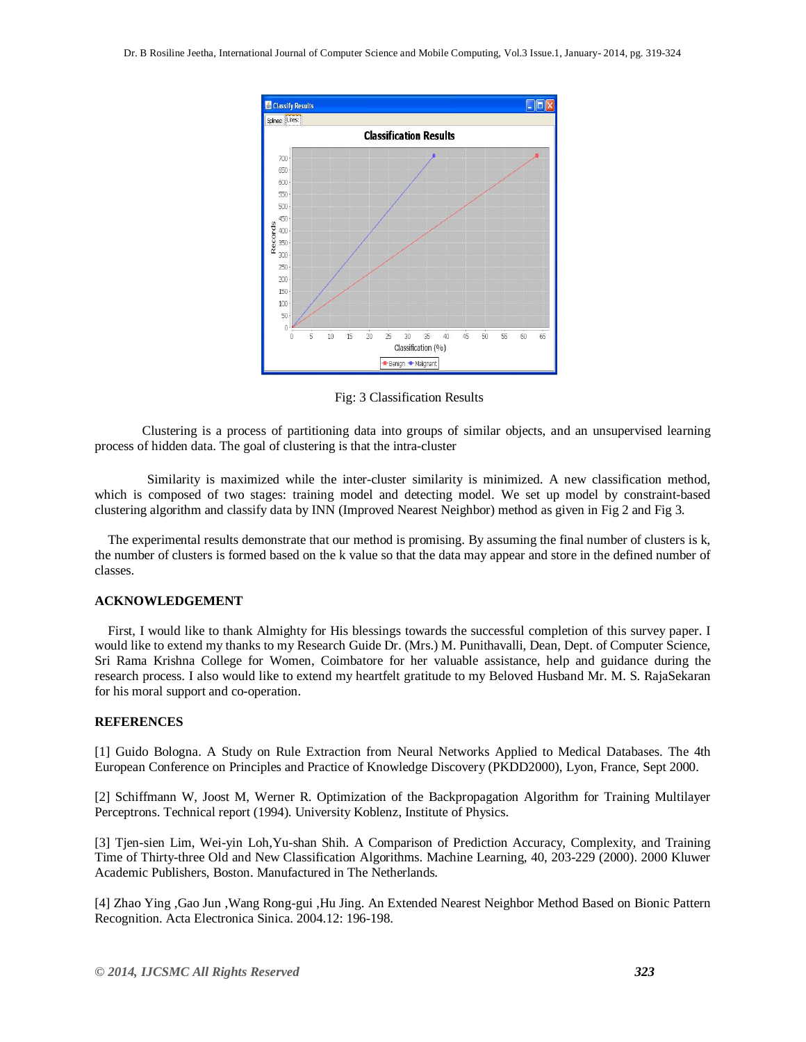Fig: 3 Classification Results

Clustering is a process of partitioning data into groups of similar objects, and an unsupervised learning process of hidden data. The goal of clustering is that the intra-cluster

Similarity is maximized while the inter-cluster similarity is minimized. A new classification method, which is composed of two stages: training model and detecting model. We set up model by constraint-based clustering algorithm and classify data by INN (Improved Nearest Neighbor) method as given in Fig 2 and Fig 3.

The experimental results demonstrate that our method is promising. By assuming the final number of clusters is k, the number of clusters is formed based on the k value so that the data may appear and store in the defined number of classes.

## ACKNOWLEDGEMENT

First, I would like to thank Almighty for His blessings towards the successful completion of this survey paper. I would like to extend my thanks to my Research Guide Dr. (Mrs.) M. Punithavalli, Dean, Dept. of Computer Science, Sri Rama Krishna College for Women, Coimbatore for her valuable assistance, help and guidance during the research process. I also would like to extend my heartfelt gratitude to my Beloved Husband Mr. M. S. RajaSekaran for his moral support and co-operation.

## REFERENCES

[1] Guido Bologna. A Study on Rule Extraction from Neural Networks Applied to Medical Databases. The 4th European Conference on Principles and Practice of Knowledge Discovery (PKDD2000), Lyon, France, Sept 2000.

[2] Schiffmann W, Joost M, Werner R. Optimization of the Backpropagation Algorithm for Training Multilayer Perceptrons. Technical report (1994). University Koblenz, Institute of Physics.

[3] Tjen-sien Lim, Wei-yin Loh,Yu-shan Shih. A Comparison of Prediction Accuracy, Complexity, and Training Time of Thirty-three Old and New Classification Algorithms. Machine Learning, 40, 203-229 (2000). 2000 Kluwer Academic Publishers, Boston. Manufactured in The Netherlands.

[4] Zhao Ying ,Gao Jun ,Wang Rong-gui ,Hu Jing. An Extended Nearest Neighbor Method Based on Bionic Pattern Recognition. Acta Electronica Sinica. 2004.12: 196-198.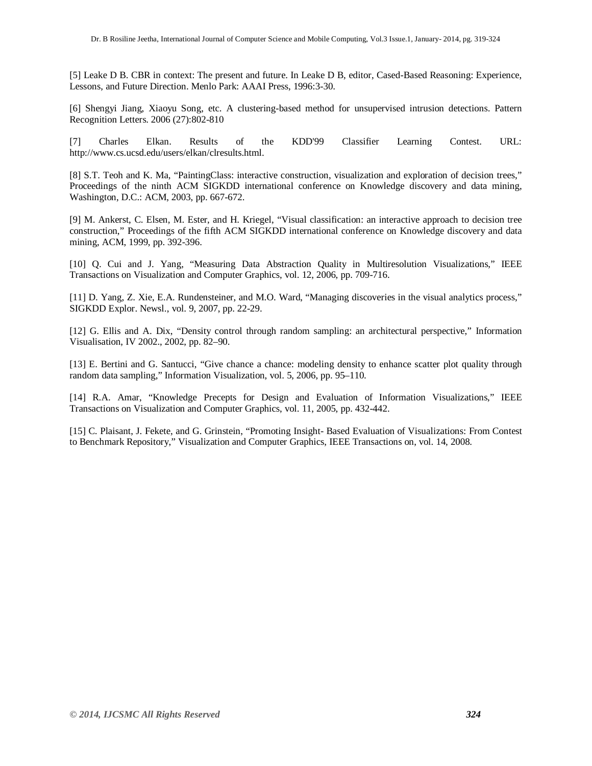[5] Leake D B. CBR in context: The present and future. In Leake D B, editor, Cased-Based Reasoning: Experience, Lessons, and Future Direction. Menlo Park: AAAI Press, 1996:3-30.

[6] Shengyi Jiang, Xiaoyu Song, etc. A clustering-based method for unsupervised intrusion detections. Pattern Recognition Letters. 2006 (27):802-810

[7] Charles Elkan. Results of the KDD'99 Classifier Learning Contest. URL: http://www.cs.ucsd.edu/users/elkan/clresults.html.

[8] S.T. Teoh and K. Ma, "PaintingClass: interactive construction, visualization and exploration of decision trees," Proceedings of the ninth ACM SIGKDD international conference on Knowledge discovery and data mining, Washington, D.C.: ACM, 2003, pp. 667-672.

[9] M. Ankerst, C. Elsen, M. Ester, and H. Kriegel, "Visual classification: an interactive approach to decision tree construction," Proceedings of the fifth ACM SIGKDD international conference on Knowledge discovery and data mining, ACM, 1999, pp. 392-396.

[10] Q. Cui and J. Yang, "Measuring Data Abstraction Quality in Multiresolution Visualizations," IEEE Transactions on Visualization and Computer Graphics, vol. 12, 2006, pp. 709-716.

[11] D. Yang, Z. Xie, E.A. Rundensteiner, and M.O. Ward, "Managing discoveries in the visual analytics process," SIGKDD Explor. Newsl., vol. 9, 2007, pp. 22-29.

[12] G. Ellis and A. Dix, "Density control through random sampling: an architectural perspective," Information Visualisation, IV 2002., 2002, pp. 82–90.

[13] E. Bertini and G. Santucci, "Give chance a chance: modeling density to enhance scatter plot quality through random data sampling," Information Visualization, vol. 5, 2006, pp. 95–110.

[14] R.A. Amar, "Knowledge Precepts for Design and Evaluation of Information Visualizations," IEEE Transactions on Visualization and Computer Graphics, vol. 11, 2005, pp. 432-442.

[15] C. Plaisant, J. Fekete, and G. Grinstein, "Promoting Insight- Based Evaluation of Visualizations: From Contest to Benchmark Repository," Visualization and Computer Graphics, IEEE Transactions on, vol. 14, 2008.